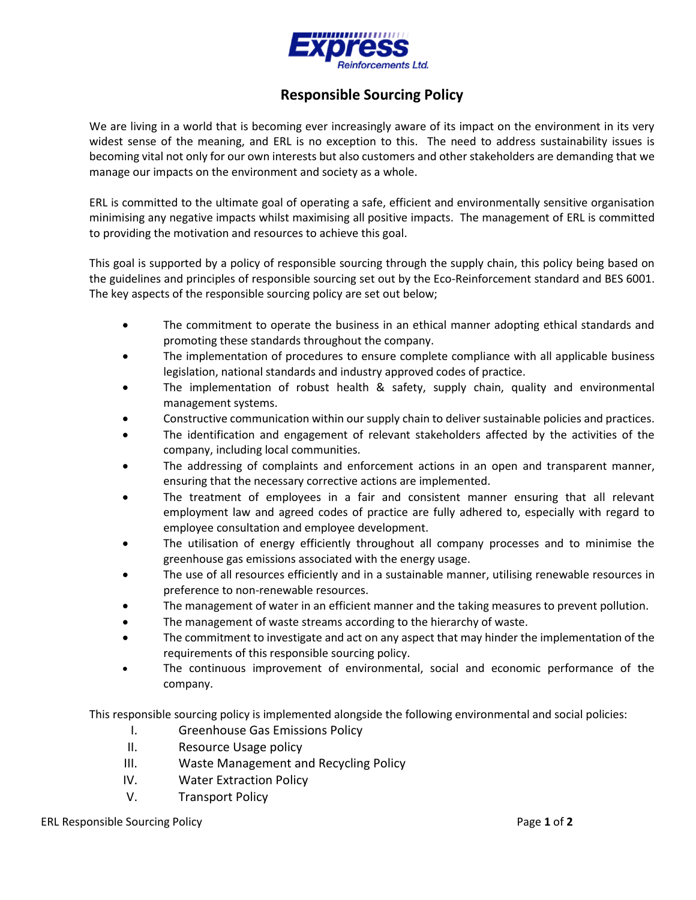# Responsible Sourcing Policy

We are living in a world that is becoming ever increasingly aware of its impact on the environment in its very widest sense of the meaning, and ERL is no exception to this. The need to address sustainability issues is becoming vital not only for our own interests but also customers and other stakeholders are demanding that we manage our impacts on the environment and society as a whole.

ERL is committed to the ultimate goal of operating a safe, efficient and environmentally sensitive organisation minimising any negative impacts whilst maximising all positive impacts. The management of ERL is committed to providing the motivation and resources to achieve this goal.

This goal is supported by a policy of responsible sourcing through the supply chain, this policy being based on the guidelines and principles of responsible sourcing set out by the Eco-Reinforcement standard and BES 6001. The key aspects of the responsible sourcing policy are set out below;

- The commitment to operate the business in an ethical manner adopting ethical standards and promoting these standards throughout the company.
- The implementation of procedures to ensure complete compliance with all applicable business legislation, national standards and industry approved codes of practice.
- The implementation of robust health & safety, supply chain, quality and environmental management systems.
- Constructive communication within our supply chain to deliver sustainable policies and practices.
- The identification and engagement of relevant stakeholders affected by the activities of the company, including local communities.
- The addressing of complaints and enforcement actions in an open and transparent manner, ensuring that the necessary corrective actions are implemented.
- The treatment of employees in a fair and consistent manner ensuring that all relevant employment law and agreed codes of practice are fully adhered to, especially with regard to employee consultation and employee development.
- The utilisation of energy efficiently throughout all company processes and to minimise the greenhouse gas emissions associated with the energy usage.
- The use of all resources efficiently and in a sustainable manner, utilising renewable resources in preference to non-renewable resources.
- The management of water in an efficient manner and the taking measures to prevent pollution.
- The management of waste streams according to the hierarchy of waste.
- The commitment to investigate and act on any aspect that may hinder the implementation of the requirements of this responsible sourcing policy.
- The continuous improvement of environmental, social and economic performance of the company.

This responsible sourcing policy is implemented alongside the following environmental and social policies:

I. Greenhouse Gas Emissions Policy
II. Resource Usage policy
III. Waste Management and Recycling Policy
IV. Water Extraction Policy
V. Transport Policy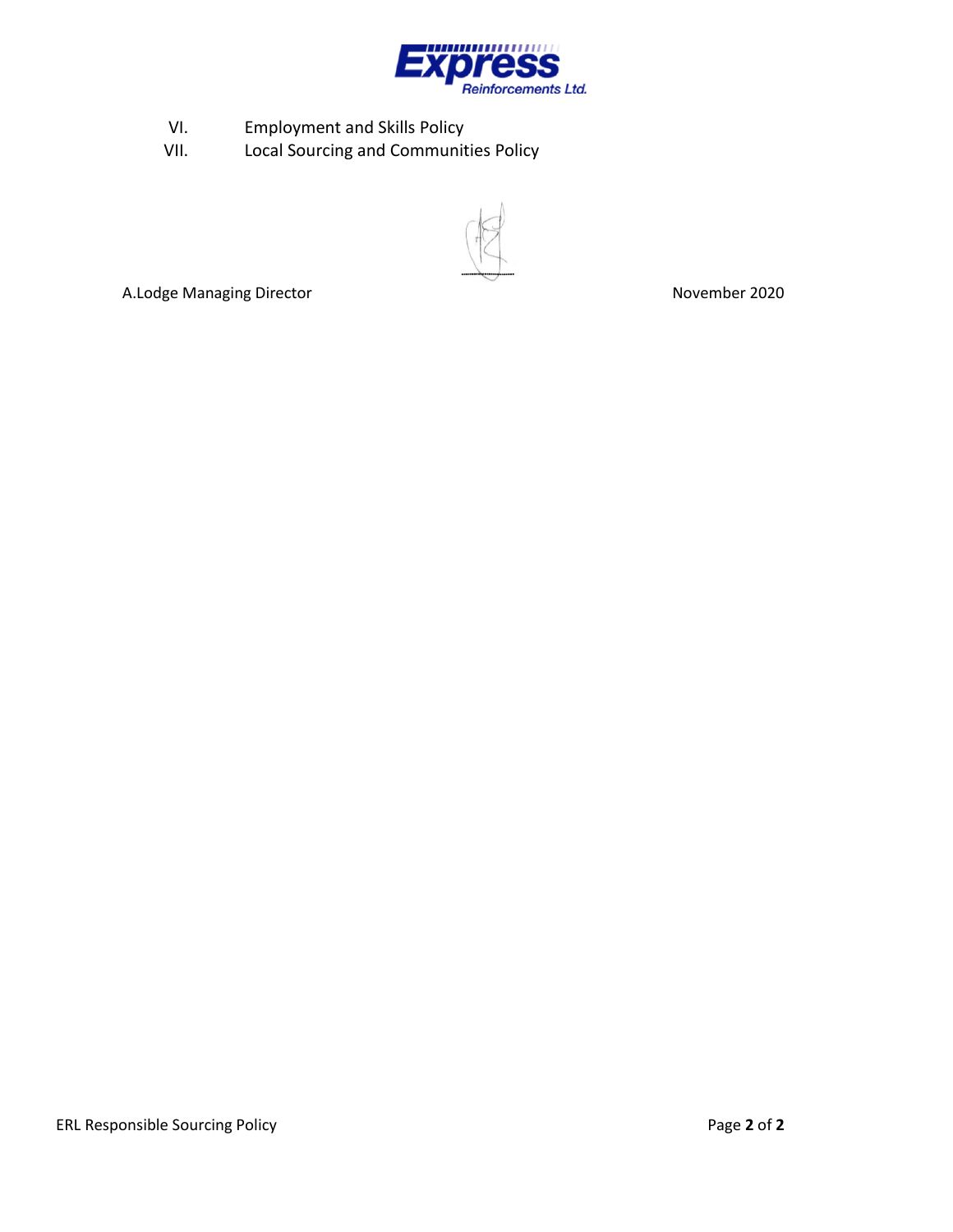VI. Employment and Skills Policy
VII. Local Sourcing and Communities Policy

A.Lodge Managing Director November 2020